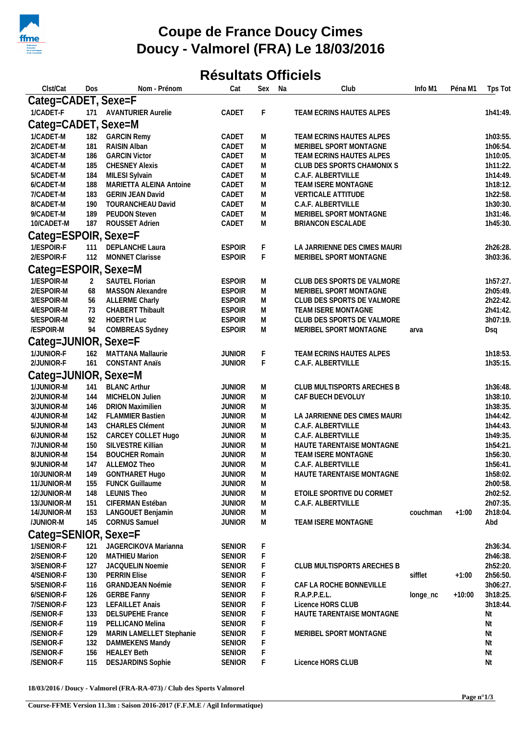# Coupe de France Doucy Cimes
# Doucy - Valmorel (FRA) Le 18/03/2016

## Résultats Officiels

| Clst/Cat | Dos | Nom - Prénom | Cat | Sex | Na | Club | Info M1 | Péna M1 | Tps Tot |
|---|---|---|---|---|---|---|---|---|---|
| **Categ=CADET, Sexe=F** | | | | | | | | | |
| 1/CADET-F | 171 | AVANTURIER Aurelie | CADET | F | | TEAM ECRINS HAUTES ALPES | | | 1h41:49. |
| **Categ=CADET, Sexe=M** | | | | | | | | | |
| 1/CADET-M | 182 | GARCIN Remy | CADET | M | | TEAM ECRINS HAUTES ALPES | | | 1h03:55. |
| 2/CADET-M | 181 | RAISIN Alban | CADET | M | | MERIBEL SPORT MONTAGNE | | | 1h06:54. |
| 3/CADET-M | 186 | GARCIN Victor | CADET | M | | TEAM ECRINS HAUTES ALPES | | | 1h10:05. |
| 4/CADET-M | 185 | CHESNEY Alexis | CADET | M | | CLUB DES SPORTS CHAMONIX S | | | 1h11:22. |
| 5/CADET-M | 184 | MILESI Sylvain | CADET | M | | C.A.F. ALBERTVILLE | | | 1h14:49. |
| 6/CADET-M | 188 | MARIETTA ALEINA Antoine | CADET | M | | TEAM ISERE MONTAGNE | | | 1h18:12. |
| 7/CADET-M | 183 | GERIN JEAN David | CADET | M | | VERTICALE ATTITUDE | | | 1h22:58. |
| 8/CADET-M | 190 | TOURANCHEAU David | CADET | M | | C.A.F. ALBERTVILLE | | | 1h30:30. |
| 9/CADET-M | 189 | PEUDON Steven | CADET | M | | MERIBEL SPORT MONTAGNE | | | 1h31:46. |
| 10/CADET-M | 187 | ROUSSET Adrien | CADET | M | | BRIANCON ESCALADE | | | 1h45:30. |
| **Categ=ESPOIR, Sexe=F** | | | | | | | | | |
| 1/ESPOIR-F | 111 | DEPLANCHE Laura | ESPOIR | F | | LA JARRIENNE DES CIMES MAURI | | | 2h26:28. |
| 2/ESPOIR-F | 112 | MONNET Clarisse | ESPOIR | F | | MERIBEL SPORT MONTAGNE | | | 3h03:36. |
| **Categ=ESPOIR, Sexe=M** | | | | | | | | | |
| 1/ESPOIR-M | 2 | SAUTEL Florian | ESPOIR | M | | CLUB DES SPORTS DE VALMORE | | | 1h57:27. |
| 2/ESPOIR-M | 68 | MASSON Alexandre | ESPOIR | M | | MERIBEL SPORT MONTAGNE | | | 2h05:49. |
| 3/ESPOIR-M | 56 | ALLERME Charly | ESPOIR | M | | CLUB DES SPORTS DE VALMORE | | | 2h22:42. |
| 4/ESPOIR-M | 73 | CHABERT Thibault | ESPOIR | M | | TEAM ISERE MONTAGNE | | | 2h41:42. |
| 5/ESPOIR-M | 92 | HOERTH Luc | ESPOIR | M | | CLUB DES SPORTS DE VALMORE | | | 3h07:19. |
| /ESPOIR-M | 94 | COMBREAS Sydney | ESPOIR | M | | MERIBEL SPORT MONTAGNE | arva | | Dsq |
| **Categ=JUNIOR, Sexe=F** | | | | | | | | | |
| 1/JUNIOR-F | 162 | MATTANA Mallaurie | JUNIOR | F | | TEAM ECRINS HAUTES ALPES | | | 1h18:53. |
| 2/JUNIOR-F | 161 | CONSTANT Anaïs | JUNIOR | F | | C.A.F. ALBERTVILLE | | | 1h35:15. |
| **Categ=JUNIOR, Sexe=M** | | | | | | | | | |
| 1/JUNIOR-M | 141 | BLANC Arthur | JUNIOR | M | | CLUB MULTISPORTS ARECHES B | | | 1h36:48. |
| 2/JUNIOR-M | 144 | MICHELON Julien | JUNIOR | M | | CAF BUECH DEVOLUY | | | 1h38:10. |
| 3/JUNIOR-M | 146 | DRION Maximilien | JUNIOR | M | | | | | 1h38:35. |
| 4/JUNIOR-M | 142 | FLAMMIER Bastien | JUNIOR | M | | LA JARRIENNE DES CIMES MAURI | | | 1h44:42. |
| 5/JUNIOR-M | 143 | CHARLES Clément | JUNIOR | M | | C.A.F. ALBERTVILLE | | | 1h44:43. |
| 6/JUNIOR-M | 152 | CARCEY COLLET Hugo | JUNIOR | M | | C.A.F. ALBERTVILLE | | | 1h49:35. |
| 7/JUNIOR-M | 150 | SILVESTRE Killian | JUNIOR | M | | HAUTE TARENTAISE MONTAGNE | | | 1h54:21. |
| 8/JUNIOR-M | 154 | BOUCHER Romain | JUNIOR | M | | TEAM ISERE MONTAGNE | | | 1h56:30. |
| 9/JUNIOR-M | 147 | ALLEMOZ Theo | JUNIOR | M | | C.A.F. ALBERTVILLE | | | 1h56:41. |
| 10/JUNIOR-M | 149 | GONTHARET Hugo | JUNIOR | M | | HAUTE TARENTAISE MONTAGNE | | | 1h58:02. |
| 11/JUNIOR-M | 155 | FUNCK Guillaume | JUNIOR | M | | | | | 2h00:58. |
| 12/JUNIOR-M | 148 | LEUNIS Theo | JUNIOR | M | | ETOILE SPORTIVE DU CORMET | | | 2h02:52. |
| 13/JUNIOR-M | 151 | CIFERMAN Estéban | JUNIOR | M | | C.A.F. ALBERTVILLE | | | 2h07:35. |
| 14/JUNIOR-M | 153 | LANGOUET Benjamin | JUNIOR | M | | | couchman | +1:00 | 2h18:04. |
| /JUNIOR-M | 145 | CORNUS Samuel | JUNIOR | M | | TEAM ISERE MONTAGNE | | | Abd |
| **Categ=SENIOR, Sexe=F** | | | | | | | | | |
| 1/SENIOR-F | 121 | JAGERCIKOVA Marianna | SENIOR | F | | | | | 2h36:34. |
| 2/SENIOR-F | 120 | MATHIEU Marion | SENIOR | F | | | | | 2h46:38. |
| 3/SENIOR-F | 127 | JACQUELIN Noemie | SENIOR | F | | CLUB MULTISPORTS ARECHES B | | | 2h52:20. |
| 4/SENIOR-F | 130 | PERRIN Elise | SENIOR | F | | | sifflet | +1:00 | 2h56:50. |
| 5/SENIOR-F | 116 | GRANDJEAN Noémie | SENIOR | F | | CAF LA ROCHE BONNEVILLE | | | 3h06:27. |
| 6/SENIOR-F | 126 | GERBE Fanny | SENIOR | F | | R.A.P.P.E.L. | longe_nc | +10:00 | 3h18:25. |
| 7/SENIOR-F | 123 | LEFAILLET Anais | SENIOR | F | | Licence HORS CLUB | | | 3h18:44. |
| /SENIOR-F | 133 | DELSUPEHE France | SENIOR | F | | HAUTE TARENTAISE MONTAGNE | | | Nt |
| /SENIOR-F | 119 | PELLICANO Melina | SENIOR | F | | | | | Nt |
| /SENIOR-F | 129 | MARIN LAMELLET Stephanie | SENIOR | F | | MERIBEL SPORT MONTAGNE | | | Nt |
| /SENIOR-F | 132 | DAMMEKENS Mandy | SENIOR | F | | | | | Nt |
| /SENIOR-F | 156 | HEALEY Beth | SENIOR | F | | | | | Nt |
| /SENIOR-F | 115 | DESJARDINS Sophie | SENIOR | F | | Licence HORS CLUB | | | Nt |

**18/03/2016 / Doucy - Valmorel (FRA-RA-073) / Club des Sports Valmorel**

**Course-FFME Version 11.3m : Saison 2016-2017 (F.F.M.E / Agil Informatique)**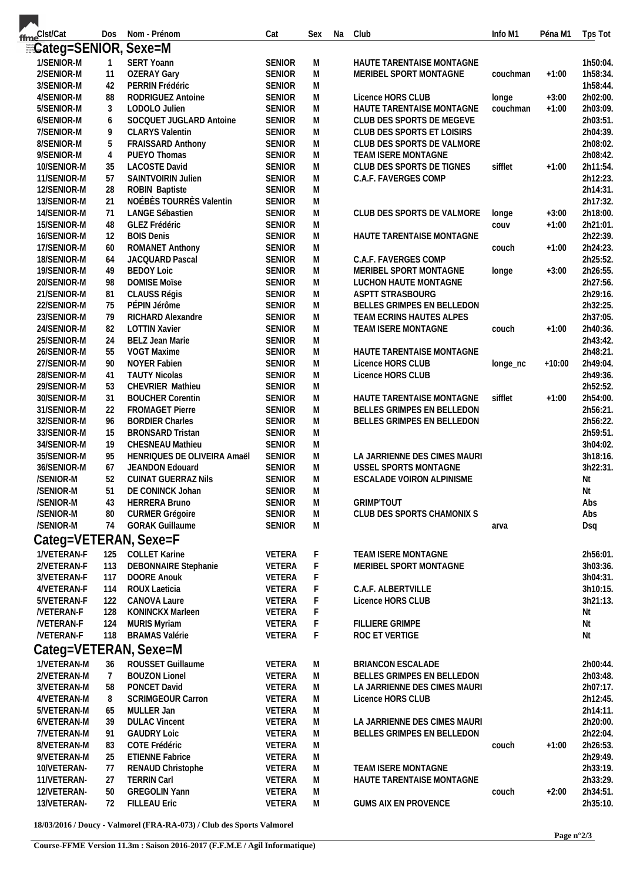| Clst/Cat | Dos | Nom - Prénom | Cat | Sex | Na | Club | Info M1 | Péna M1 | Tps Tot |
|---|---|---|---|---|---|---|---|---|---|

## Categ=SENIOR, Sexe=M

| Clst/Cat | Dos | Nom - Prénom | Cat | Sex | Na | Club | Info M1 | Péna M1 | Tps Tot |
|---|---|---|---|---|---|---|---|---|---|
| 1/SENIOR-M | 1 | SERT Yoann | SENIOR | M | | HAUTE TARENTAISE MONTAGNE | | | 1h50:04. |
| 2/SENIOR-M | 11 | OZERAY Gary | SENIOR | M | | MERIBEL SPORT MONTAGNE | couchman | +1:00 | 1h58:34. |
| 3/SENIOR-M | 42 | PERRIN Frédéric | SENIOR | M | | | | | 1h58:44. |
| 4/SENIOR-M | 88 | RODRIGUEZ Antoine | SENIOR | M | | Licence HORS CLUB | longe | +3:00 | 2h02:00. |
| 5/SENIOR-M | 3 | LODOLO Julien | SENIOR | M | | HAUTE TARENTAISE MONTAGNE | couchman | +1:00 | 2h03:09. |
| 6/SENIOR-M | 6 | SOCQUET JUGLARD Antoine | SENIOR | M | | CLUB DES SPORTS DE MEGEVE | | | 2h03:51. |
| 7/SENIOR-M | 9 | CLARYS Valentin | SENIOR | M | | CLUB DES SPORTS ET LOISIRS | | | 2h04:39. |
| 8/SENIOR-M | 5 | FRAISSARD Anthony | SENIOR | M | | CLUB DES SPORTS DE VALMORE | | | 2h08:02. |
| 9/SENIOR-M | 4 | PUEYO Thomas | SENIOR | M | | TEAM ISERE MONTAGNE | | | 2h08:42. |
| 10/SENIOR-M | 35 | LACOSTE David | SENIOR | M | | CLUB DES SPORTS DE TIGNES | sifflet | +1:00 | 2h11:54. |
| 11/SENIOR-M | 57 | SAINTVOIRIN Julien | SENIOR | M | | C.A.F. FAVERGES COMP | | | 2h12:23. |
| 12/SENIOR-M | 28 | ROBIN Baptiste | SENIOR | M | | | | | 2h14:31. |
| 13/SENIOR-M | 21 | NOÉBÈS TOURRÈS Valentin | SENIOR | M | | | | | 2h17:32. |
| 14/SENIOR-M | 71 | LANGE Sébastien | SENIOR | M | | CLUB DES SPORTS DE VALMORE | longe | +3:00 | 2h18:00. |
| 15/SENIOR-M | 48 | GLEZ Frédéric | SENIOR | M | | | couv | +1:00 | 2h21:01. |
| 16/SENIOR-M | 12 | BOIS Denis | SENIOR | M | | HAUTE TARENTAISE MONTAGNE | | | 2h22:39. |
| 17/SENIOR-M | 60 | ROMANET Anthony | SENIOR | M | | | couch | +1:00 | 2h24:23. |
| 18/SENIOR-M | 64 | JACQUARD Pascal | SENIOR | M | | C.A.F. FAVERGES COMP | | | 2h25:52. |
| 19/SENIOR-M | 49 | BEDOY Loic | SENIOR | M | | MERIBEL SPORT MONTAGNE | longe | +3:00 | 2h26:55. |
| 20/SENIOR-M | 98 | DOMISE Moïse | SENIOR | M | | LUCHON HAUTE MONTAGNE | | | 2h27:56. |
| 21/SENIOR-M | 81 | CLAUSS Régis | SENIOR | M | | ASPTT STRASBOURG | | | 2h29:16. |
| 22/SENIOR-M | 75 | PÉPIN Jérôme | SENIOR | M | | BELLES GRIMPES EN BELLEDON | | | 2h32:25. |
| 23/SENIOR-M | 79 | RICHARD Alexandre | SENIOR | M | | TEAM ECRINS HAUTES ALPES | | | 2h37:05. |
| 24/SENIOR-M | 82 | LOTTIN Xavier | SENIOR | M | | TEAM ISERE MONTAGNE | couch | +1:00 | 2h40:36. |
| 25/SENIOR-M | 24 | BELZ Jean Marie | SENIOR | M | | | | | 2h43:42. |
| 26/SENIOR-M | 55 | VOGT Maxime | SENIOR | M | | HAUTE TARENTAISE MONTAGNE | | | 2h48:21. |
| 27/SENIOR-M | 90 | NOYER Fabien | SENIOR | M | | Licence HORS CLUB | longe_nc | +10:00 | 2h49:04. |
| 28/SENIOR-M | 41 | TAUTY Nicolas | SENIOR | M | | Licence HORS CLUB | | | 2h49:36. |
| 29/SENIOR-M | 53 | CHEVRIER Mathieu | SENIOR | M | | | | | 2h52:52. |
| 30/SENIOR-M | 31 | BOUCHER Corentin | SENIOR | M | | HAUTE TARENTAISE MONTAGNE | sifflet | +1:00 | 2h54:00. |
| 31/SENIOR-M | 22 | FROMAGET Pierre | SENIOR | M | | BELLES GRIMPES EN BELLEDON | | | 2h56:21. |
| 32/SENIOR-M | 96 | BORDIER Charles | SENIOR | M | | BELLES GRIMPES EN BELLEDON | | | 2h56:22. |
| 33/SENIOR-M | 15 | BRONSARD Tristan | SENIOR | M | | | | | 2h59:51. |
| 34/SENIOR-M | 19 | CHESNEAU Mathieu | SENIOR | M | | | | | 3h04:02. |
| 35/SENIOR-M | 95 | HENRIQUES DE OLIVEIRA Amaël | SENIOR | M | | LA JARRIENNE DES CIMES MAURI | | | 3h18:16. |
| 36/SENIOR-M | 67 | JEANDON Edouard | SENIOR | M | | USSEL SPORTS MONTAGNE | | | 3h22:31. |
| /SENIOR-M | 52 | CUINAT GUERRAZ Nils | SENIOR | M | | ESCALADE VOIRON ALPINISME | | | Nt |
| /SENIOR-M | 51 | DE CONINCK Johan | SENIOR | M | | | | | Nt |
| /SENIOR-M | 43 | HERRERA Bruno | SENIOR | M | | GRIMP'TOUT | | | Abs |
| /SENIOR-M | 80 | CURMER Grégoire | SENIOR | M | | CLUB DES SPORTS CHAMONIX S | | | Abs |
| /SENIOR-M | 74 | GORAK Guillaume | SENIOR | M | | | arva | | Dsq |

## Categ=VETERAN, Sexe=F

| Clst/Cat | Dos | Nom - Prénom | Cat | Sex | Na | Club | Info M1 | Péna M1 | Tps Tot |
|---|---|---|---|---|---|---|---|---|---|
| 1/VETERAN-F | 125 | COLLET Karine | VETERA | F | | TEAM ISERE MONTAGNE | | | 2h56:01. |
| 2/VETERAN-F | 113 | DEBONNAIRE Stephanie | VETERA | F | | MERIBEL SPORT MONTAGNE | | | 3h03:36. |
| 3/VETERAN-F | 117 | DOORE Anouk | VETERA | F | | | | | 3h04:31. |
| 4/VETERAN-F | 114 | ROUX Laeticia | VETERA | F | | C.A.F. ALBERTVILLE | | | 3h10:15. |
| 5/VETERAN-F | 122 | CANOVA Laure | VETERA | F | | Licence HORS CLUB | | | 3h21:13. |
| /VETERAN-F | 128 | KONINCKX Marleen | VETERA | F | | | | | Nt |
| /VETERAN-F | 124 | MURIS Myriam | VETERA | F | | FILLIERE GRIMPE | | | Nt |
| /VETERAN-F | 118 | BRAMAS Valérie | VETERA | F | | ROC ET VERTIGE | | | Nt |

## Categ=VETERAN, Sexe=M

| Clst/Cat | Dos | Nom - Prénom | Cat | Sex | Na | Club | Info M1 | Péna M1 | Tps Tot |
|---|---|---|---|---|---|---|---|---|---|
| 1/VETERAN-M | 36 | ROUSSET Guillaume | VETERA | M | | BRIANCON ESCALADE | | | 2h00:44. |
| 2/VETERAN-M | 7 | BOUZON Lionel | VETERA | M | | BELLES GRIMPES EN BELLEDON | | | 2h03:48. |
| 3/VETERAN-M | 58 | PONCET David | VETERA | M | | LA JARRIENNE DES CIMES MAURI | | | 2h07:17. |
| 4/VETERAN-M | 8 | SCRIMGEOUR Carron | VETERA | M | | Licence HORS CLUB | | | 2h12:45. |
| 5/VETERAN-M | 65 | MULLER Jan | VETERA | M | | | | | 2h14:11. |
| 6/VETERAN-M | 39 | DULAC Vincent | VETERA | M | | LA JARRIENNE DES CIMES MAURI | | | 2h20:00. |
| 7/VETERAN-M | 91 | GAUDRY Loic | VETERA | M | | BELLES GRIMPES EN BELLEDON | | | 2h22:04. |
| 8/VETERAN-M | 83 | COTE Frédéric | VETERA | M | | | couch | +1:00 | 2h26:53. |
| 9/VETERAN-M | 25 | ETIENNE Fabrice | VETERA | M | | | | | 2h29:49. |
| 10/VETERAN- | 77 | RENAUD Christophe | VETERA | M | | TEAM ISERE MONTAGNE | | | 2h33:19. |
| 11/VETERAN- | 27 | TERRIN Carl | VETERA | M | | HAUTE TARENTAISE MONTAGNE | | | 2h33:29. |
| 12/VETERAN- | 50 | GREGOLIN Yann | VETERA | M | | | couch | +2:00 | 2h34:51. |
| 13/VETERAN- | 72 | FILLEAU Eric | VETERA | M | | GUMS AIX EN PROVENCE | | | 2h35:10. |

**18/03/2016 / Doucy - Valmorel (FRA-RA-073) / Club des Sports Valmorel**

**Course-FFME Version 11.3m : Saison 2016-2017 (F.F.M.E / Agil Informatique)**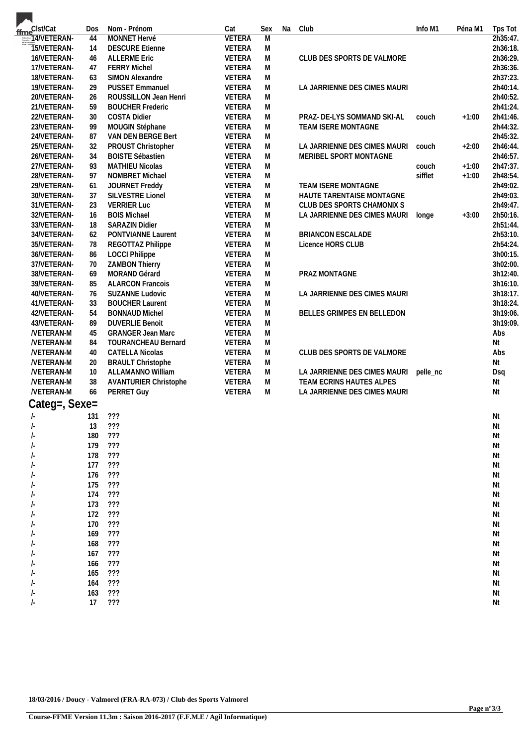| Clst/Cat | Dos | Nom - Prénom | Cat | Sex | Na | Club | Info M1 | Péna M1 | Tps Tot |
|---|---|---|---|---|---|---|---|---|---|
| 14/VETERAN- | 44 | MONNET Hervé | VETERA | M | | | | | 2h35:47. |
| 15/VETERAN- | 14 | DESCURE Etienne | VETERA | M | | | | | 2h36:18. |
| 16/VETERAN- | 46 | ALLERME Eric | VETERA | M | | CLUB DES SPORTS DE VALMORE | | | 2h36:29. |
| 17/VETERAN- | 47 | FERRY Michel | VETERA | M | | | | | 2h36:36. |
| 18/VETERAN- | 63 | SIMON Alexandre | VETERA | M | | | | | 2h37:23. |
| 19/VETERAN- | 29 | PUSSET Emmanuel | VETERA | M | | LA JARRIENNE DES CIMES MAURI | | | 2h40:14. |
| 20/VETERAN- | 26 | ROUSSILLON Jean Henri | VETERA | M | | | | | 2h40:52. |
| 21/VETERAN- | 59 | BOUCHER Frederic | VETERA | M | | | | | 2h41:24. |
| 22/VETERAN- | 30 | COSTA Didier | VETERA | M | | PRAZ- DE-LYS SOMMAND SKI-AL | couch | +1:00 | 2h41:46. |
| 23/VETERAN- | 99 | MOUGIN Stéphane | VETERA | M | | TEAM ISERE MONTAGNE | | | 2h44:32. |
| 24/VETERAN- | 87 | VAN DEN BERGE Bert | VETERA | M | | | | | 2h45:32. |
| 25/VETERAN- | 32 | PROUST Christopher | VETERA | M | | LA JARRIENNE DES CIMES MAURI | couch | +2:00 | 2h46:44. |
| 26/VETERAN- | 34 | BOISTE Sébastien | VETERA | M | | MERIBEL SPORT MONTAGNE | | | 2h46:57. |
| 27/VETERAN- | 93 | MATHIEU Nicolas | VETERA | M | | | couch | +1:00 | 2h47:37. |
| 28/VETERAN- | 97 | NOMBRET Michael | VETERA | M | | | sifflet | +1:00 | 2h48:54. |
| 29/VETERAN- | 61 | JOURNET Freddy | VETERA | M | | TEAM ISERE MONTAGNE | | | 2h49:02. |
| 30/VETERAN- | 37 | SILVESTRE Lionel | VETERA | M | | HAUTE TARENTAISE MONTAGNE | | | 2h49:03. |
| 31/VETERAN- | 23 | VERRIER Luc | VETERA | M | | CLUB DES SPORTS CHAMONIX S | | | 2h49:47. |
| 32/VETERAN- | 16 | BOIS Michael | VETERA | M | | LA JARRIENNE DES CIMES MAURI | longe | +3:00 | 2h50:16. |
| 33/VETERAN- | 18 | SARAZIN Didier | VETERA | M | | | | | 2h51:44. |
| 34/VETERAN- | 62 | PONTVIANNE Laurent | VETERA | M | | BRIANCON ESCALADE | | | 2h53:10. |
| 35/VETERAN- | 78 | REGOTTAZ Philippe | VETERA | M | | Licence HORS CLUB | | | 2h54:24. |
| 36/VETERAN- | 86 | LOCCI Philippe | VETERA | M | | | | | 3h00:15. |
| 37/VETERAN- | 70 | ZAMBON Thierry | VETERA | M | | | | | 3h02:00. |
| 38/VETERAN- | 69 | MORAND Gérard | VETERA | M | | PRAZ MONTAGNE | | | 3h12:40. |
| 39/VETERAN- | 85 | ALARCON Francois | VETERA | M | | | | | 3h16:10. |
| 40/VETERAN- | 76 | SUZANNE Ludovic | VETERA | M | | LA JARRIENNE DES CIMES MAURI | | | 3h18:17. |
| 41/VETERAN- | 33 | BOUCHER Laurent | VETERA | M | | | | | 3h18:24. |
| 42/VETERAN- | 54 | BONNAUD Michel | VETERA | M | | BELLES GRIMPES EN BELLEDON | | | 3h19:06. |
| 43/VETERAN- | 89 | DUVERLIE Benoit | VETERA | M | | | | | 3h19:09. |
| /VETERAN-M | 45 | GRANGER Jean Marc | VETERA | M | | | | | Abs |
| /VETERAN-M | 84 | TOURANCHEAU Bernard | VETERA | M | | | | | Nt |
| /VETERAN-M | 40 | CATELLA Nicolas | VETERA | M | | CLUB DES SPORTS DE VALMORE | | | Abs |
| /VETERAN-M | 20 | BRAULT Christophe | VETERA | M | | | | | Nt |
| /VETERAN-M | 10 | ALLAMANNO William | VETERA | M | | LA JARRIENNE DES CIMES MAURI | pelle_nc | | Dsq |
| /VETERAN-M | 38 | AVANTURIER Christophe | VETERA | M | | TEAM ECRINS HAUTES ALPES | | | Nt |
| /VETERAN-M | 66 | PERRET Guy | VETERA | M | | LA JARRIENNE DES CIMES MAURI | | | Nt |

## Categ=, Sexe=

| Clst/Cat | Dos | Nom - Prénom | Tps Tot |
|---|---|---|---|
| /- | 131 | ??? | Nt |
| /- | 13 | ??? | Nt |
| /- | 180 | ??? | Nt |
| /- | 179 | ??? | Nt |
| /- | 178 | ??? | Nt |
| /- | 177 | ??? | Nt |
| /- | 176 | ??? | Nt |
| /- | 175 | ??? | Nt |
| /- | 174 | ??? | Nt |
| /- | 173 | ??? | Nt |
| /- | 172 | ??? | Nt |
| /- | 170 | ??? | Nt |
| /- | 169 | ??? | Nt |
| /- | 168 | ??? | Nt |
| /- | 167 | ??? | Nt |
| /- | 166 | ??? | Nt |
| /- | 165 | ??? | Nt |
| /- | 164 | ??? | Nt |
| /- | 163 | ??? | Nt |
| /- | 17 | ??? | Nt |

**18/03/2016 / Doucy - Valmorel (FRA-RA-073) / Club des Sports Valmorel**

**Course-FFME Version 11.3m : Saison 2016-2017 (F.F.M.E / Agil Informatique)**